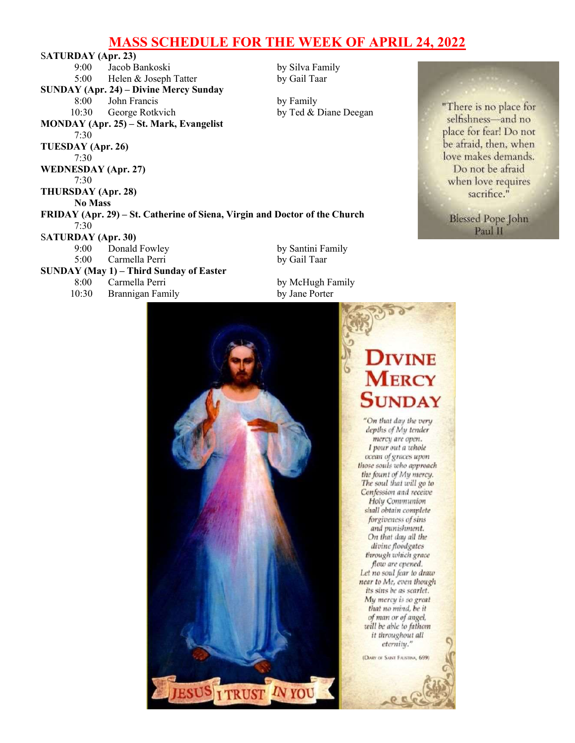# MASS SCHEDULE FOR THE WEEK OF APRIL 24, 2022

**SATURDAY (Apr. 23)**

| | | |
|---|---|---|
| 9:00 | Jacob Bankoski | by Silva Family |
| 5:00 | Helen & Joseph Tatter | by Gail Taar |

**SUNDAY (Apr. 24) – Divine Mercy Sunday**

| | | |
|---|---|---|
| 8:00 | John Francis | by Family |
| 10:30 | George Rotkvich | by Ted & Diane Deegan |

**MONDAY (Apr. 25) – St. Mark, Evangelist**

7:30

**TUESDAY (Apr. 26)**

7:30

**WEDNESDAY (Apr. 27)**

7:30

**THURSDAY (Apr. 28)**

**No Mass**

**FRIDAY (Apr. 29) – St. Catherine of Siena, Virgin and Doctor of the Church**

7:30

**SATURDAY (Apr. 30)**

| | | |
|---|---|---|
| 9:00 | Donald Fowley | by Santini Family |
| 5:00 | Carmella Perri | by Gail Taar |

**SUNDAY (May 1) – Third Sunday of Easter**

| | | |
|---|---|---|
| 8:00 | Carmella Perri | by McHugh Family |
| 10:30 | Brannigan Family | by Jane Porter |

"There is no place for selfishness—and no place for fear! Do not be afraid, then, when love makes demands. Do not be afraid when love requires sacrifice."

Blessed Pope John Paul II

## DIVINE MERCY SUNDAY

*"On that day the very depths of My tender mercy are open. I pour out a whole ocean of graces upon those souls who approach the fount of My mercy. The soul that will go to Confession and receive Holy Communion shall obtain complete forgiveness of sins and punishment. On that day all the divine floodgates through which grace flow are opened. Let no soul fear to draw near to Me, even though its sins be as scarlet. My mercy is so great that no mind, be it of man or of angel, will be able to fathom it throughout all eternity."*

(DIARY OF SAINT FAUSTINA, 699)

JESUS I TRUST IN YOU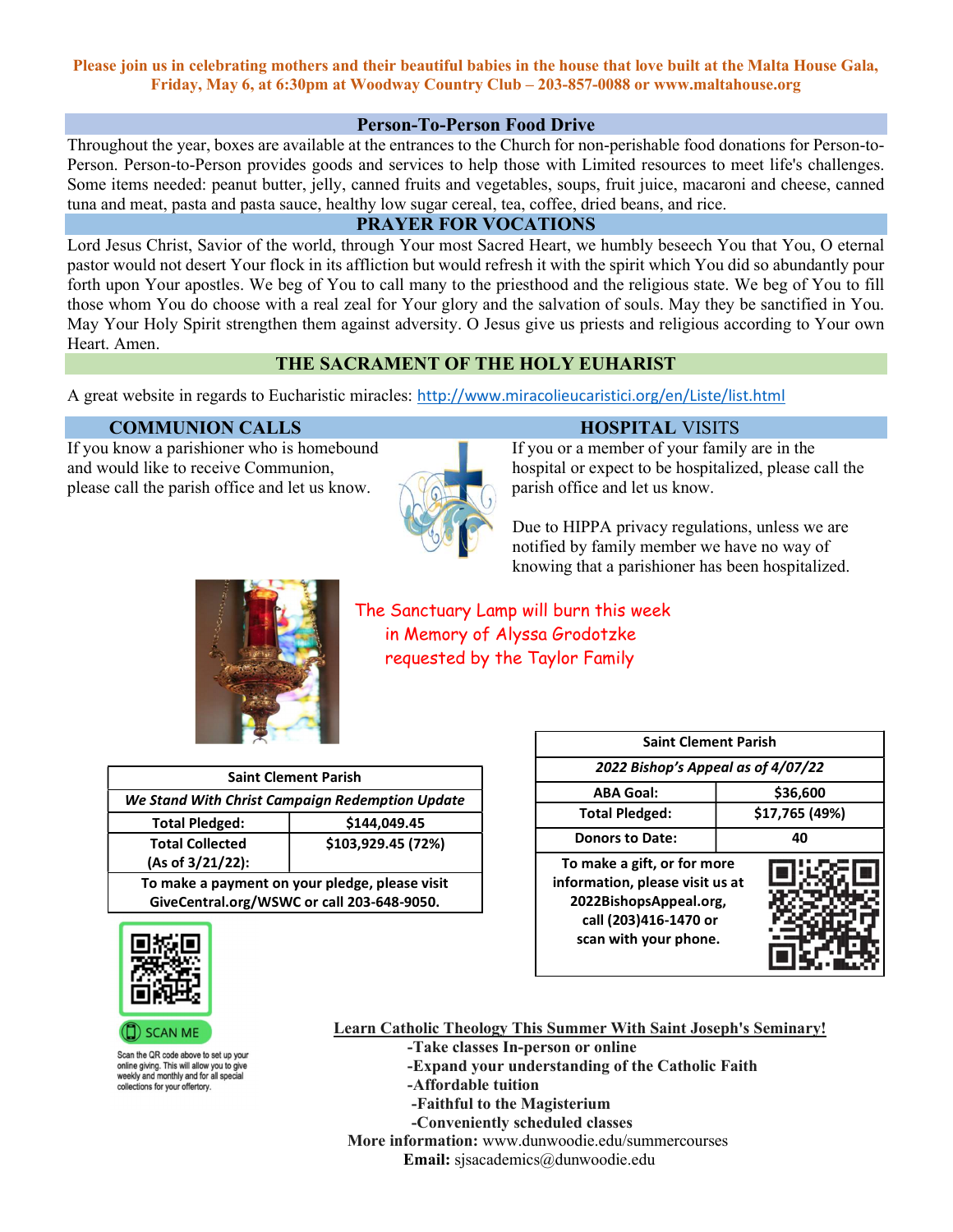**Please join us in celebrating mothers and their beautiful babies in the house that love built at the Malta House Gala, Friday, May 6, at 6:30pm at Woodway Country Club – 203-857-0088 or www.maltahouse.org**

## Person-To-Person Food Drive

Throughout the year, boxes are available at the entrances to the Church for non-perishable food donations for Person-to-Person. Person-to-Person provides goods and services to help those with Limited resources to meet life's challenges. Some items needed: peanut butter, jelly, canned fruits and vegetables, soups, fruit juice, macaroni and cheese, canned tuna and meat, pasta and pasta sauce, healthy low sugar cereal, tea, coffee, dried beans, and rice.

## PRAYER FOR VOCATIONS

Lord Jesus Christ, Savior of the world, through Your most Sacred Heart, we humbly beseech You that You, O eternal pastor would not desert Your flock in its affliction but would refresh it with the spirit which You did so abundantly pour forth upon Your apostles. We beg of You to call many to the priesthood and the religious state. We beg of You to fill those whom You do choose with a real zeal for Your glory and the salvation of souls. May they be sanctified in You. May Your Holy Spirit strengthen them against adversity. O Jesus give us priests and religious according to Your own Heart. Amen.

## THE SACRAMENT OF THE HOLY EUHARIST

A great website in regards to Eucharistic miracles: http://www.miracolieucaristici.org/en/Liste/list.html

## COMMUNION CALLS

If you know a parishioner who is homebound and would like to receive Communion, please call the parish office and let us know.

## HOSPITAL VISITS

If you or a member of your family are in the hospital or expect to be hospitalized, please call the parish office and let us know.

Due to HIPPA privacy regulations, unless we are notified by family member we have no way of knowing that a parishioner has been hospitalized.

The Sanctuary Lamp will burn this week
in Memory of Alyssa Grodotzke
requested by the Taylor Family

| Saint Clement Parish | |
|---|---|
| *We Stand With Christ Campaign Redemption Update* | |
| **Total Pledged:** | **$144,049.45** |
| **Total Collected (As of 3/21/22):** | **$103,929.45 (72%)** |
| **To make a payment on your pledge, please visit GiveCentral.org/WSWC or call 203-648-9050.** | |

| Saint Clement Parish | |
|---|---|
| *2022 Bishop's Appeal as of 4/07/22* | |
| **ABA Goal:** | **$36,600** |
| **Total Pledged:** | **$17,765 (49%)** |
| **Donors to Date:** | **40** |
| **To make a gift, or for more information, please visit us at 2022BishopsAppeal.org, call (203)416-1470 or scan with your phone.** | |

SCAN ME

Scan the QR code above to set up your online giving. This will allow you to give weekly and monthly and for all special collections for your offertory.

**Learn Catholic Theology This Summer With Saint Joseph's Seminary!**

- **-Take classes In-person or online**
- **-Expand your understanding of the Catholic Faith**
- **-Affordable tuition**
- **-Faithful to the Magisterium**
- **-Conveniently scheduled classes**

**More information:** www.dunwoodie.edu/summercourses
**Email:** sjsacademics@dunwoodie.edu